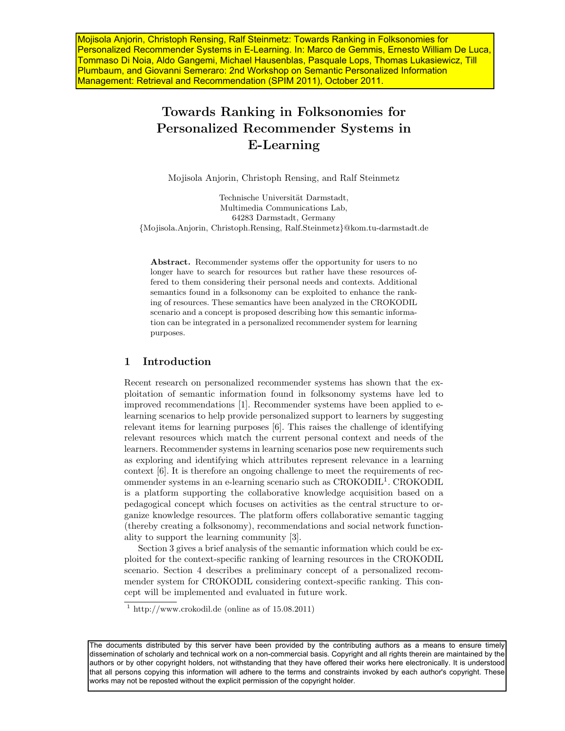Mojisola Anjorin, Christoph Rensing, Ralf Steinmetz: Towards Ranking in Folksonomies for Personalized Recommender Systems in E-Learning. In: Marco de Gemmis, Ernesto William De Luca, Tommaso Di Noia, Aldo Gangemi, Michael Hausenblas, Pasquale Lops, Thomas Lukasiewicz, Till Plumbaum, and Giovanni Semeraro: 2nd Workshop on Semantic Personalized Information Management: Retrieval and Recommendation (SPIM 2011), October 2011.

# Towards Ranking in Folksonomies for Personalized Recommender Systems in E-Learning

Mojisola Anjorin, Christoph Rensing, and Ralf Steinmetz

Technische Universität Darmstadt,
Multimedia Communications Lab,
64283 Darmstadt, Germany
{Mojisola.Anjorin, Christoph.Rensing, Ralf.Steinmetz}@kom.tu-darmstadt.de

**Abstract.** Recommender systems offer the opportunity for users to no longer have to search for resources but rather have these resources offered to them considering their personal needs and contexts. Additional semantics found in a folksonomy can be exploited to enhance the ranking of resources. These semantics have been analyzed in the CROKODIL scenario and a concept is proposed describing how this semantic information can be integrated in a personalized recommender system for learning purposes.

## 1 Introduction

Recent research on personalized recommender systems has shown that the exploitation of semantic information found in folksonomy systems have led to improved recommendations [1]. Recommender systems have been applied to e-learning scenarios to help provide personalized support to learners by suggesting relevant items for learning purposes [6]. This raises the challenge of identifying relevant resources which match the current personal context and needs of the learners. Recommender systems in learning scenarios pose new requirements such as exploring and identifying which attributes represent relevance in a learning context [6]. It is therefore an ongoing challenge to meet the requirements of recommender systems in an e-learning scenario such as CROKODIL[1]. CROKODIL is a platform supporting the collaborative knowledge acquisition based on a pedagogical concept which focuses on activities as the central structure to organize knowledge resources. The platform offers collaborative semantic tagging (thereby creating a folksonomy), recommendations and social network functionality to support the learning community [3].

Section 3 gives a brief analysis of the semantic information which could be exploited for the context-specific ranking of learning resources in the CROKODIL scenario. Section 4 describes a preliminary concept of a personalized recommender system for CROKODIL considering context-specific ranking. This concept will be implemented and evaluated in future work.

[1] http://www.crokodil.de (online as of 15.08.2011)

The documents distributed by this server have been provided by the contributing authors as a means to ensure timely dissemination of scholarly and technical work on a non-commercial basis. Copyright and all rights therein are maintained by the authors or by other copyright holders, not withstanding that they have offered their works here electronically. It is understood that all persons copying this information will adhere to the terms and constraints invoked by each author's copyright. These works may not be reposted without the explicit permission of the copyright holder.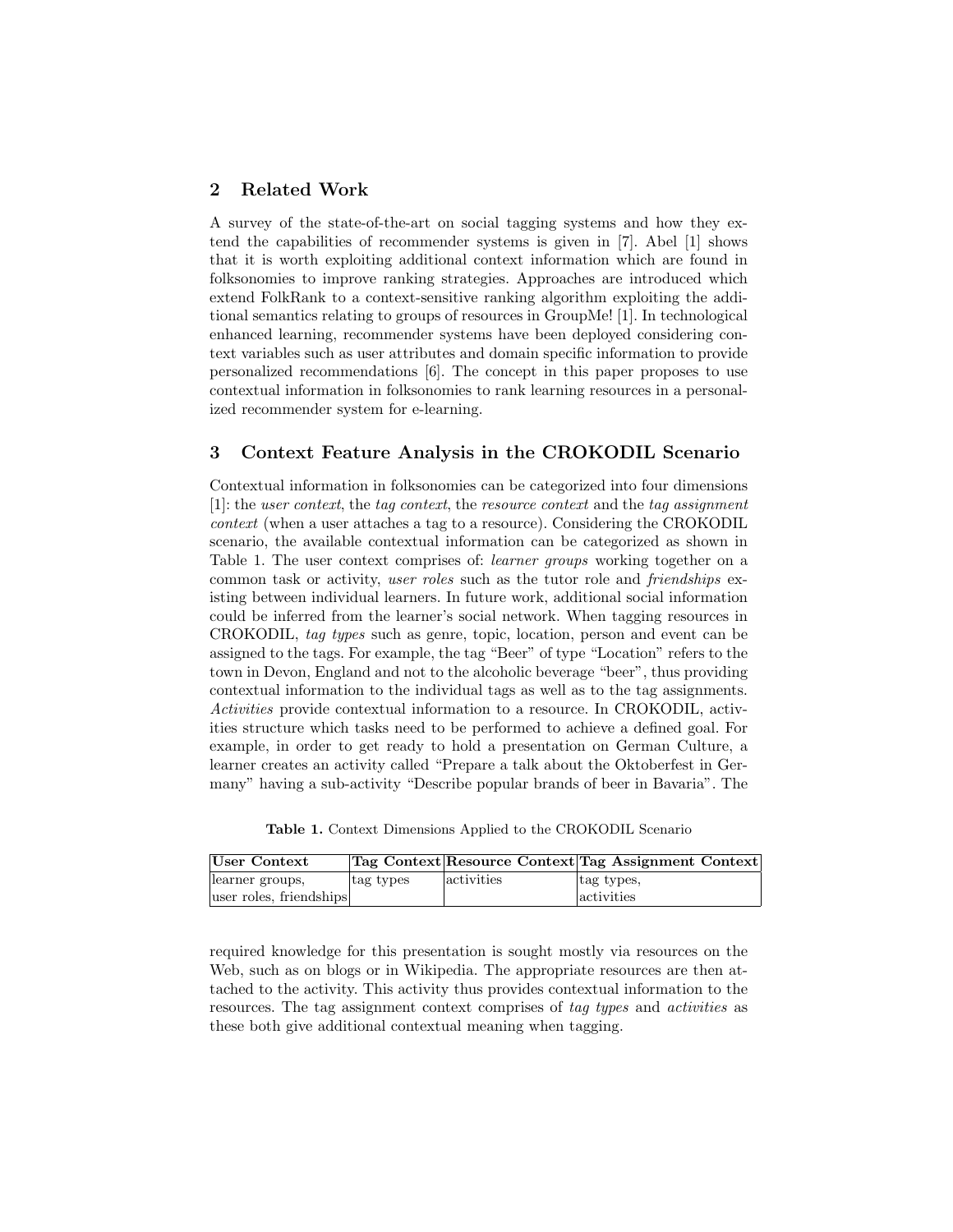## 2 Related Work

A survey of the state-of-the-art on social tagging systems and how they extend the capabilities of recommender systems is given in [7]. Abel [1] shows that it is worth exploiting additional context information which are found in folksonomies to improve ranking strategies. Approaches are introduced which extend FolkRank to a context-sensitive ranking algorithm exploiting the additional semantics relating to groups of resources in GroupMe! [1]. In technological enhanced learning, recommender systems have been deployed considering context variables such as user attributes and domain specific information to provide personalized recommendations [6]. The concept in this paper proposes to use contextual information in folksonomies to rank learning resources in a personalized recommender system for e-learning.

## 3 Context Feature Analysis in the CROKODIL Scenario

Contextual information in folksonomies can be categorized into four dimensions [1]: the *user context*, the *tag context*, the *resource context* and the *tag assignment context* (when a user attaches a tag to a resource). Considering the CROKODIL scenario, the available contextual information can be categorized as shown in Table 1. The user context comprises of: *learner groups* working together on a common task or activity, *user roles* such as the tutor role and *friendships* existing between individual learners. In future work, additional social information could be inferred from the learner's social network. When tagging resources in CROKODIL, *tag types* such as genre, topic, location, person and event can be assigned to the tags. For example, the tag "Beer" of type "Location" refers to the town in Devon, England and not to the alcoholic beverage "beer", thus providing contextual information to the individual tags as well as to the tag assignments. *Activities* provide contextual information to a resource. In CROKODIL, activities structure which tasks need to be performed to achieve a defined goal. For example, in order to get ready to hold a presentation on German Culture, a learner creates an activity called "Prepare a talk about the Oktoberfest in Germany" having a sub-activity "Describe popular brands of beer in Bavaria". The required knowledge for this presentation is sought mostly via resources on the Web, such as on blogs or in Wikipedia. The appropriate resources are then attached to the activity. This activity thus provides contextual information to the resources. The tag assignment context comprises of *tag types* and *activities* as these both give additional contextual meaning when tagging.

**Table 1.** Context Dimensions Applied to the CROKODIL Scenario

| User Context | Tag Context | Resource Context | Tag Assignment Context |
|---|---|---|---|
| learner groups, user roles, friendships | tag types | activities | tag types, activities |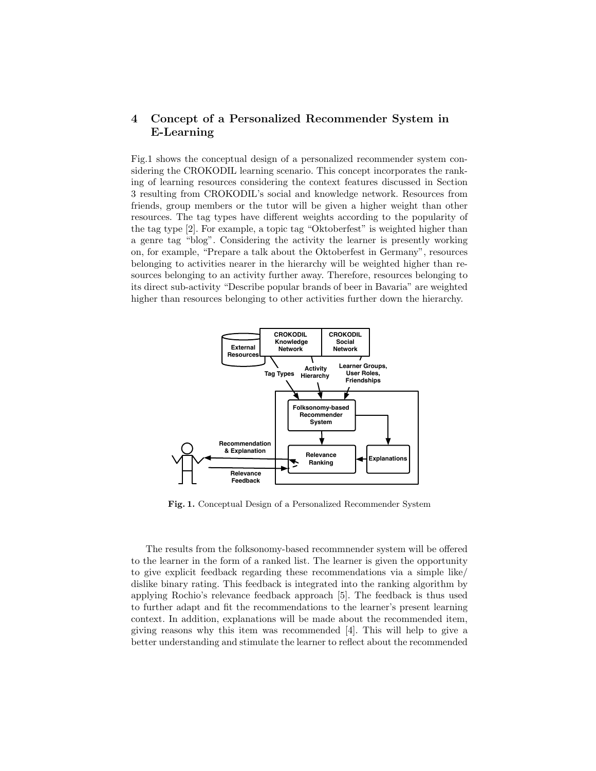## 4 Concept of a Personalized Recommender System in E-Learning

Fig.1 shows the conceptual design of a personalized recommender system considering the CROKODIL learning scenario. This concept incorporates the ranking of learning resources considering the context features discussed in Section 3 resulting from CROKODIL's social and knowledge network. Resources from friends, group members or the tutor will be given a higher weight than other resources. The tag types have different weights according to the popularity of the tag type [2]. For example, a topic tag "Oktoberfest" is weighted higher than a genre tag "blog". Considering the activity the learner is presently working on, for example, "Prepare a talk about the Oktoberfest in Germany", resources belonging to activities nearer in the hierarchy will be weighted higher than resources belonging to an activity further away. Therefore, resources belonging to its direct sub-activity "Describe popular brands of beer in Bavaria" are weighted higher than resources belonging to other activities further down the hierarchy.

**Fig. 1.** Conceptual Design of a Personalized Recommender System

The results from the folksonomy-based recommnender system will be offered to the learner in the form of a ranked list. The learner is given the opportunity to give explicit feedback regarding these recommendations via a simple like/ dislike binary rating. This feedback is integrated into the ranking algorithm by applying Rochio's relevance feedback approach [5]. The feedback is thus used to further adapt and fit the recommendations to the learner's present learning context. In addition, explanations will be made about the recommended item, giving reasons why this item was recommended [4]. This will help to give a better understanding and stimulate the learner to reflect about the recommended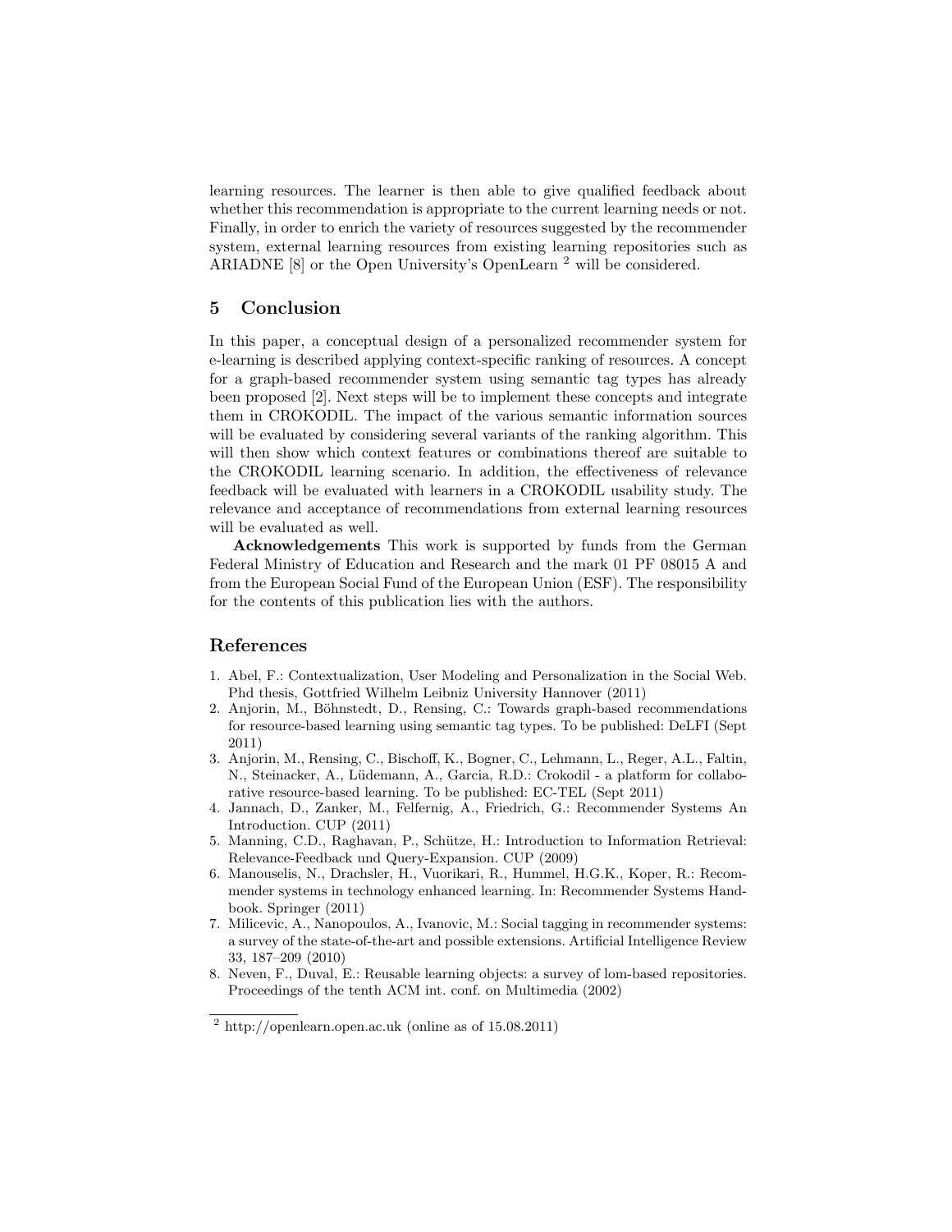learning resources. The learner is then able to give qualified feedback about whether this recommendation is appropriate to the current learning needs or not. Finally, in order to enrich the variety of resources suggested by the recommender system, external learning resources from existing learning repositories such as ARIADNE [8] or the Open University's OpenLearn [2] will be considered.

## 5 Conclusion

In this paper, a conceptual design of a personalized recommender system for e-learning is described applying context-specific ranking of resources. A concept for a graph-based recommender system using semantic tag types has already been proposed [2]. Next steps will be to implement these concepts and integrate them in CROKODIL. The impact of the various semantic information sources will be evaluated by considering several variants of the ranking algorithm. This will then show which context features or combinations thereof are suitable to the CROKODIL learning scenario. In addition, the effectiveness of relevance feedback will be evaluated with learners in a CROKODIL usability study. The relevance and acceptance of recommendations from external learning resources will be evaluated as well.

**Acknowledgements** This work is supported by funds from the German Federal Ministry of Education and Research and the mark 01 PF 08015 A and from the European Social Fund of the European Union (ESF). The responsibility for the contents of this publication lies with the authors.

## References

1. Abel, F.: Contextualization, User Modeling and Personalization in the Social Web. Phd thesis, Gottfried Wilhelm Leibniz University Hannover (2011)
2. Anjorin, M., Böhnstedt, D., Rensing, C.: Towards graph-based recommendations for resource-based learning using semantic tag types. To be published: DeLFI (Sept 2011)
3. Anjorin, M., Rensing, C., Bischoff, K., Bogner, C., Lehmann, L., Reger, A.L., Faltin, N., Steinacker, A., Lüdemann, A., Garcia, R.D.: Crokodil - a platform for collaborative resource-based learning. To be published: EC-TEL (Sept 2011)
4. Jannach, D., Zanker, M., Felfernig, A., Friedrich, G.: Recommender Systems An Introduction. CUP (2011)
5. Manning, C.D., Raghavan, P., Schütze, H.: Introduction to Information Retrieval: Relevance-Feedback und Query-Expansion. CUP (2009)
6. Manouselis, N., Drachsler, H., Vuorikari, R., Hummel, H.G.K., Koper, R.: Recommender systems in technology enhanced learning. In: Recommender Systems Handbook. Springer (2011)
7. Milicevic, A., Nanopoulos, A., Ivanovic, M.: Social tagging in recommender systems: a survey of the state-of-the-art and possible extensions. Artificial Intelligence Review 33, 187–209 (2010)
8. Neven, F., Duval, E.: Reusable learning objects: a survey of lom-based repositories. Proceedings of the tenth ACM int. conf. on Multimedia (2002)

[2] http://openlearn.open.ac.uk (online as of 15.08.2011)